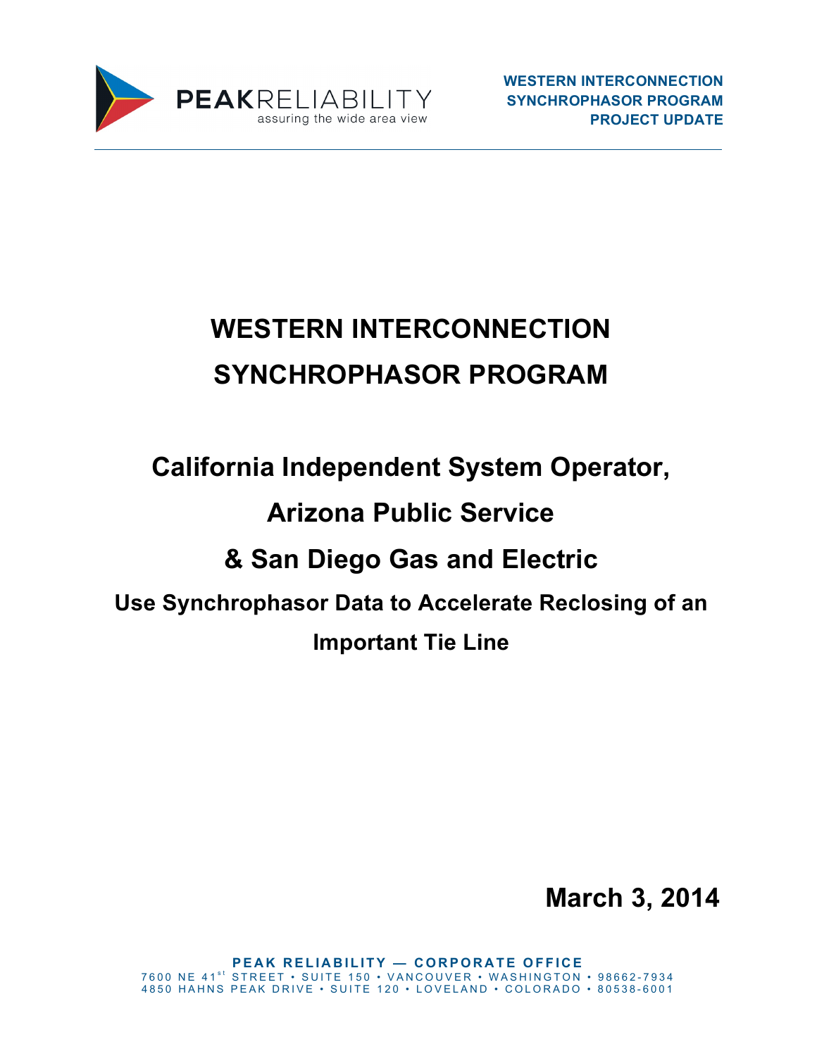PEAKRELIABILITY
assuring the wide area view

**WESTERN INTERCONNECTION SYNCHROPHASOR PROGRAM PROJECT UPDATE**

# WESTERN INTERCONNECTION SYNCHROPHASOR PROGRAM

## California Independent System Operator, Arizona Public Service & San Diego Gas and Electric

### Use Synchrophasor Data to Accelerate Reclosing of an Important Tie Line

**March 3, 2014**

**PEAK RELIABILITY — CORPORATE OFFICE**
7600 NE 41st STREET • SUITE 150 • VANCOUVER • WASHINGTON • 98662-7934
4850 HAHNS PEAK DRIVE • SUITE 120 • LOVELAND • COLORADO • 80538-6001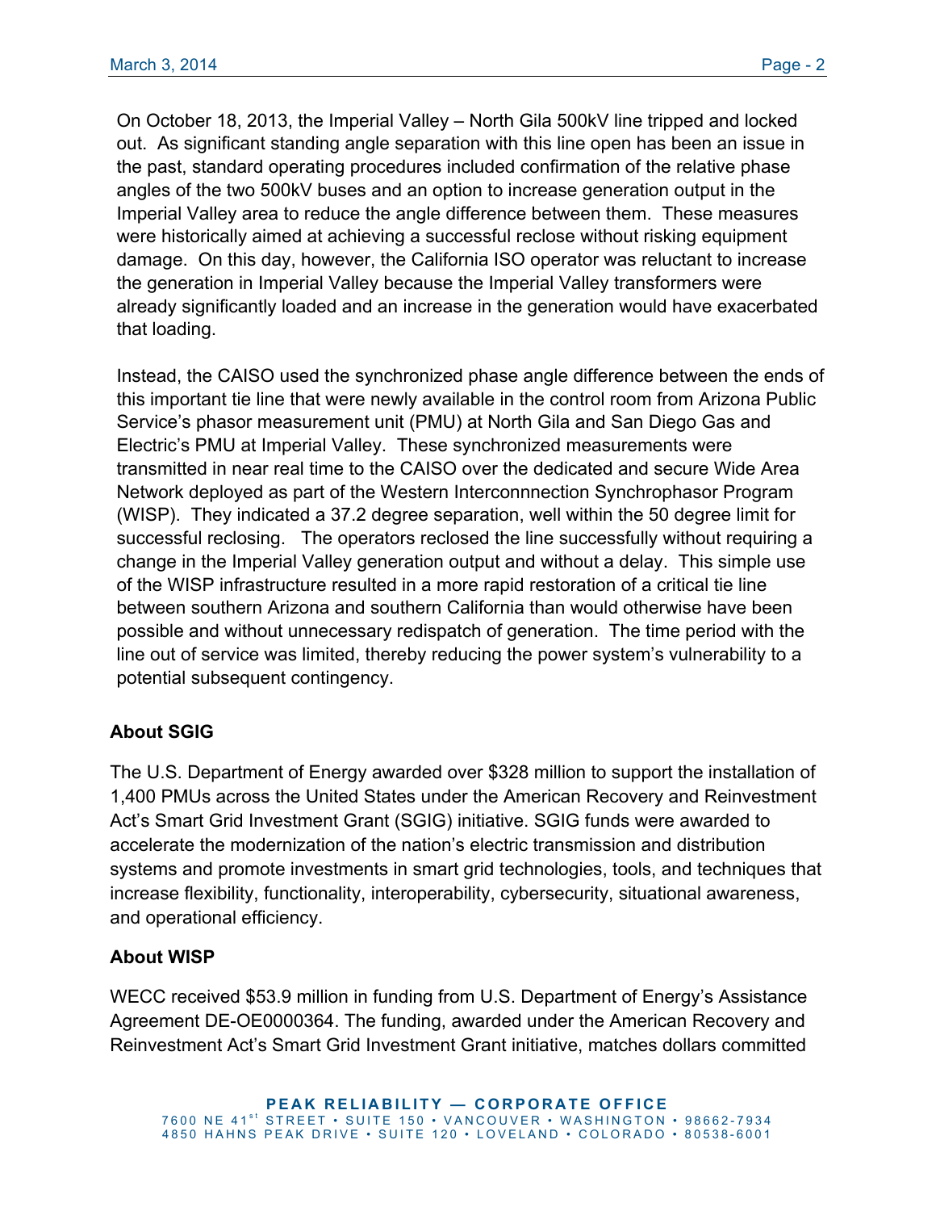On October 18, 2013, the Imperial Valley – North Gila 500kV line tripped and locked out. As significant standing angle separation with this line open has been an issue in the past, standard operating procedures included confirmation of the relative phase angles of the two 500kV buses and an option to increase generation output in the Imperial Valley area to reduce the angle difference between them. These measures were historically aimed at achieving a successful reclose without risking equipment damage. On this day, however, the California ISO operator was reluctant to increase the generation in Imperial Valley because the Imperial Valley transformers were already significantly loaded and an increase in the generation would have exacerbated that loading.

Instead, the CAISO used the synchronized phase angle difference between the ends of this important tie line that were newly available in the control room from Arizona Public Service's phasor measurement unit (PMU) at North Gila and San Diego Gas and Electric's PMU at Imperial Valley. These synchronized measurements were transmitted in near real time to the CAISO over the dedicated and secure Wide Area Network deployed as part of the Western Interconnnection Synchrophasor Program (WISP). They indicated a 37.2 degree separation, well within the 50 degree limit for successful reclosing. The operators reclosed the line successfully without requiring a change in the Imperial Valley generation output and without a delay. This simple use of the WISP infrastructure resulted in a more rapid restoration of a critical tie line between southern Arizona and southern California than would otherwise have been possible and without unnecessary redispatch of generation. The time period with the line out of service was limited, thereby reducing the power system's vulnerability to a potential subsequent contingency.

**About SGIG**

The U.S. Department of Energy awarded over $328 million to support the installation of 1,400 PMUs across the United States under the American Recovery and Reinvestment Act's Smart Grid Investment Grant (SGIG) initiative. SGIG funds were awarded to accelerate the modernization of the nation's electric transmission and distribution systems and promote investments in smart grid technologies, tools, and techniques that increase flexibility, functionality, interoperability, cybersecurity, situational awareness, and operational efficiency.

**About WISP**

WECC received $53.9 million in funding from U.S. Department of Energy's Assistance Agreement DE-OE0000364. The funding, awarded under the American Recovery and Reinvestment Act's Smart Grid Investment Grant initiative, matches dollars committed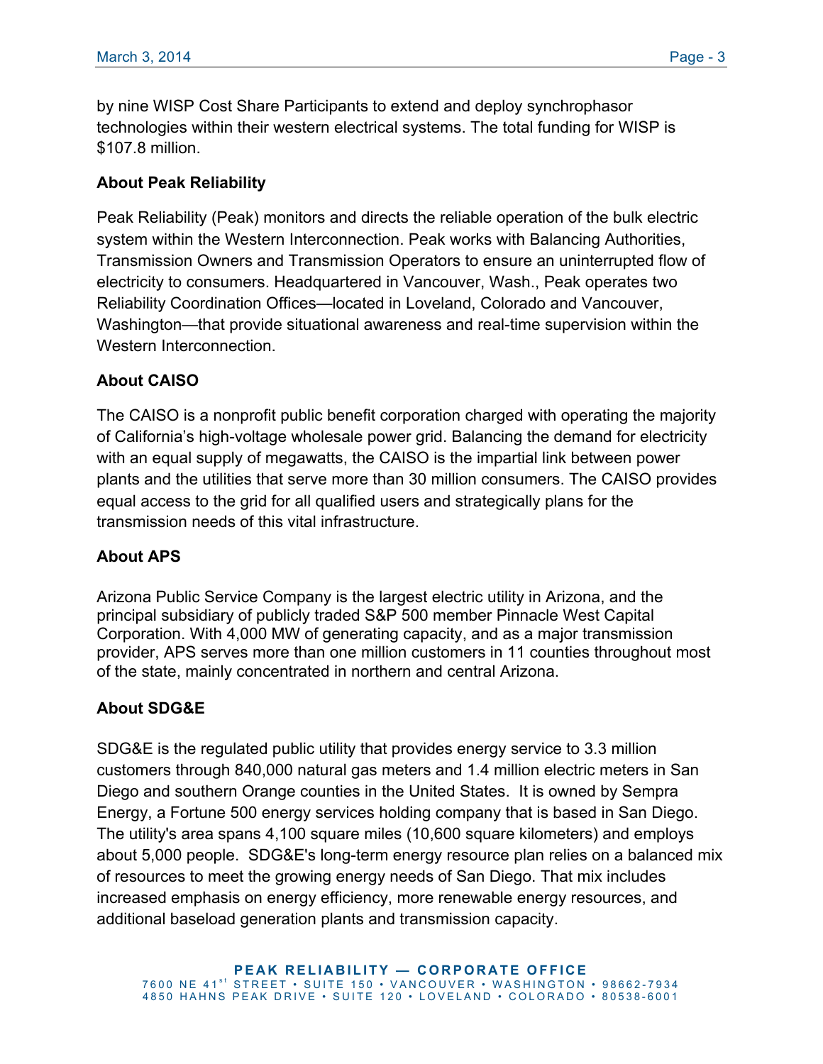by nine WISP Cost Share Participants to extend and deploy synchrophasor technologies within their western electrical systems. The total funding for WISP is $107.8 million.

**About Peak Reliability**

Peak Reliability (Peak) monitors and directs the reliable operation of the bulk electric system within the Western Interconnection. Peak works with Balancing Authorities, Transmission Owners and Transmission Operators to ensure an uninterrupted flow of electricity to consumers. Headquartered in Vancouver, Wash., Peak operates two Reliability Coordination Offices—located in Loveland, Colorado and Vancouver, Washington—that provide situational awareness and real-time supervision within the Western Interconnection.

**About CAISO**

The CAISO is a nonprofit public benefit corporation charged with operating the majority of California's high-voltage wholesale power grid. Balancing the demand for electricity with an equal supply of megawatts, the CAISO is the impartial link between power plants and the utilities that serve more than 30 million consumers. The CAISO provides equal access to the grid for all qualified users and strategically plans for the transmission needs of this vital infrastructure.

**About APS**

Arizona Public Service Company is the largest electric utility in Arizona, and the principal subsidiary of publicly traded S&P 500 member Pinnacle West Capital Corporation. With 4,000 MW of generating capacity, and as a major transmission provider, APS serves more than one million customers in 11 counties throughout most of the state, mainly concentrated in northern and central Arizona.

**About SDG&E**

SDG&E is the regulated public utility that provides energy service to 3.3 million customers through 840,000 natural gas meters and 1.4 million electric meters in San Diego and southern Orange counties in the United States. It is owned by Sempra Energy, a Fortune 500 energy services holding company that is based in San Diego. The utility's area spans 4,100 square miles (10,600 square kilometers) and employs about 5,000 people. SDG&E's long-term energy resource plan relies on a balanced mix of resources to meet the growing energy needs of San Diego. That mix includes increased emphasis on energy efficiency, more renewable energy resources, and additional baseload generation plants and transmission capacity.